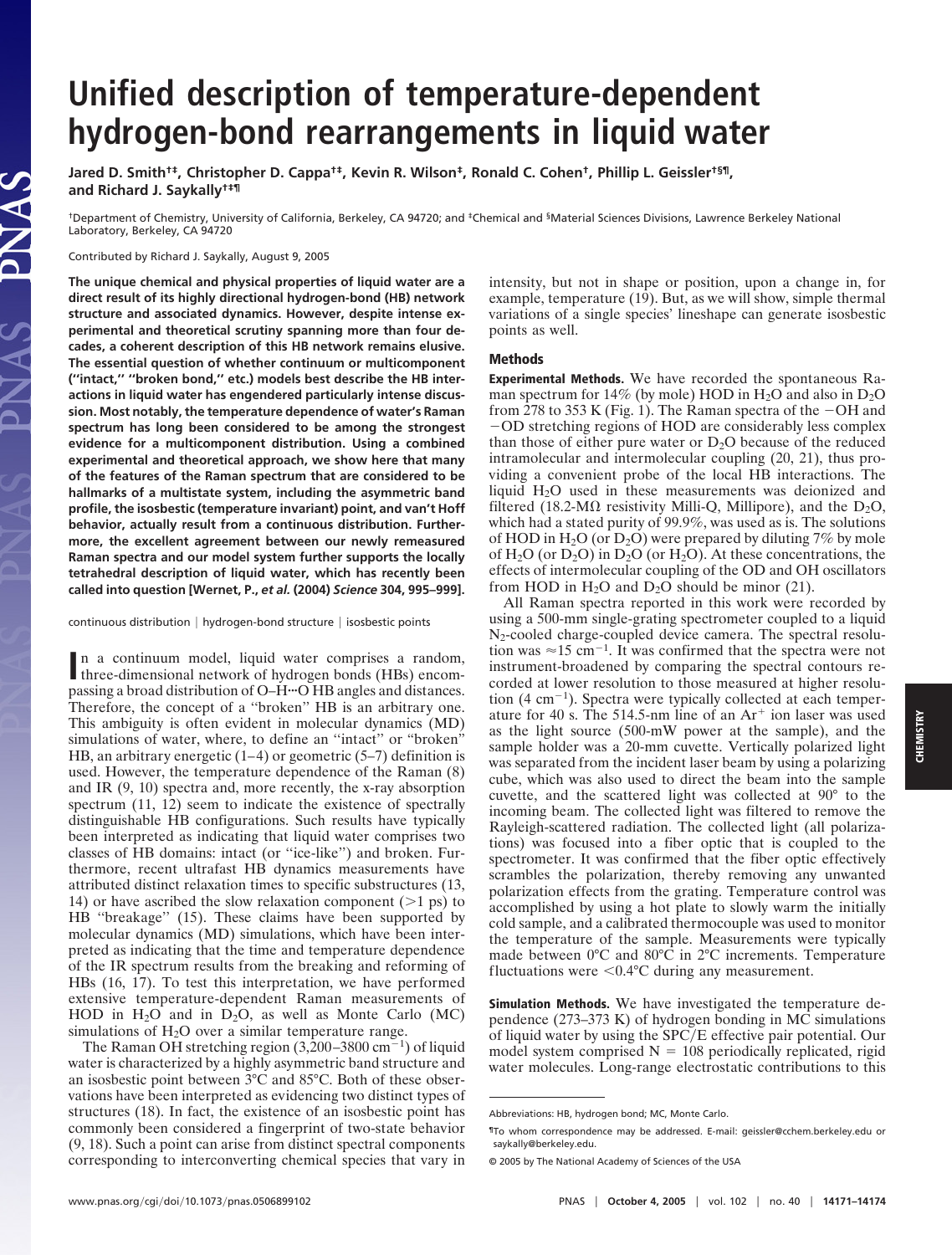# Unified description of temperature-dependent hydrogen-bond rearrangements in liquid water

Jared D. Smith[†‡], Christopher D. Cappa[†‡], Kevin R. Wilson[‡], Ronald C. Cohen[†], Phillip L. Geissler[†§¶], and Richard J. Saykally[†‡¶]

[†]Department of Chemistry, University of California, Berkeley, CA 94720; and [‡]Chemical and [§]Material Sciences Divisions, Lawrence Berkeley National Laboratory, Berkeley, CA 94720

Contributed by Richard J. Saykally, August 9, 2005

**The unique chemical and physical properties of liquid water are a direct result of its highly directional hydrogen-bond (HB) network structure and associated dynamics. However, despite intense experimental and theoretical scrutiny spanning more than four decades, a coherent description of this HB network remains elusive. The essential question of whether continuum or multicomponent ("intact," "broken bond," etc.) models best describe the HB interactions in liquid water has engendered particularly intense discussion. Most notably, the temperature dependence of water's Raman spectrum has long been considered to be among the strongest evidence for a multicomponent distribution. Using a combined experimental and theoretical approach, we show here that many of the features of the Raman spectrum that are considered to be hallmarks of a multistate system, including the asymmetric band profile, the isosbestic (temperature invariant) point, and van't Hoff behavior, actually result from a continuous distribution. Furthermore, the excellent agreement between our newly remeasured Raman spectra and our model system further supports the locally tetrahedral description of liquid water, which has recently been called into question [Wernet, P., *et al.* (2004) *Science* 304, 995–999].**

continuous distribution | hydrogen-bond structure | isosbestic points

In a continuum model, liquid water comprises a random, three-dimensional network of hydrogen bonds (HBs) encompassing a broad distribution of O–H···O HB angles and distances. Therefore, the concept of a "broken" HB is an arbitrary one. This ambiguity is often evident in molecular dynamics (MD) simulations of water, where, to define an "intact" or "broken" HB, an arbitrary energetic (1–4) or geometric (5–7) definition is used. However, the temperature dependence of the Raman (8) and IR (9, 10) spectra and, more recently, the x-ray absorption spectrum (11, 12) seem to indicate the existence of spectrally distinguishable HB configurations. Such results have typically been interpreted as indicating that liquid water comprises two classes of HB domains: intact (or "ice-like") and broken. Furthermore, recent ultrafast HB dynamics measurements have attributed distinct relaxation times to specific substructures (13, 14) or have ascribed the slow relaxation component (>1 ps) to HB "breakage" (15). These claims have been supported by molecular dynamics (MD) simulations, which have been interpreted as indicating that the time and temperature dependence of the IR spectrum results from the breaking and reforming of HBs (16, 17). To test this interpretation, we have performed extensive temperature-dependent Raman measurements of HOD in $H_2O$ and in $D_2O$, as well as Monte Carlo (MC) simulations of $H_2O$ over a similar temperature range.

The Raman OH stretching region (3,200–3800 cm$^{-1}$) of liquid water is characterized by a highly asymmetric band structure and an isosbestic point between 3°C and 85°C. Both of these observations have been interpreted as evidencing two distinct types of structures (18). In fact, the existence of an isosbestic point has commonly been considered a fingerprint of two-state behavior (9, 18). Such a point can arise from distinct spectral components corresponding to interconverting chemical species that vary in intensity, but not in shape or position, upon a change in, for example, temperature (19). But, as we will show, simple thermal variations of a single species' lineshape can generate isosbestic points as well.

## Methods

**Experimental Methods.** We have recorded the spontaneous Raman spectrum for 14% (by mole) HOD in $H_2O$ and also in $D_2O$ from 278 to 353 K (Fig. 1). The Raman spectra of the −OH and −OD stretching regions of HOD are considerably less complex than those of either pure water or $D_2O$ because of the reduced intramolecular and intermolecular coupling (20, 21), thus providing a convenient probe of the local HB interactions. The liquid $H_2O$ used in these measurements was deionized and filtered (18.2-MΩ resistivity Milli-Q, Millipore), and the $D_2O$, which had a stated purity of 99.9%, was used as is. The solutions of HOD in $H_2O$ (or $D_2O$) were prepared by diluting 7% by mole of $H_2O$ (or $D_2O$) in $D_2O$ (or $H_2O$). At these concentrations, the effects of intermolecular coupling of the OD and OH oscillators from HOD in $H_2O$ and $D_2O$ should be minor (21).

All Raman spectra reported in this work were recorded by using a 500-mm single-grating spectrometer coupled to a liquid $N_2$-cooled charge-coupled device camera. The spectral resolution was ≈15 cm$^{-1}$. It was confirmed that the spectra were not instrument-broadened by comparing the spectral contours recorded at lower resolution to those measured at higher resolution (4 cm$^{-1}$). Spectra were typically collected at each temperature for 40 s. The 514.5-nm line of an $Ar^+$ ion laser was used as the light source (500-mW power at the sample), and the sample holder was a 20-mm cuvette. Vertically polarized light was separated from the incident laser beam by using a polarizing cube, which was also used to direct the beam into the sample cuvette, and the scattered light was collected at 90° to the incoming beam. The collected light was filtered to remove the Rayleigh-scattered radiation. The collected light (all polarizations) was focused into a fiber optic that is coupled to the spectrometer. It was confirmed that the fiber optic effectively scrambles the polarization, thereby removing any unwanted polarization effects from the grating. Temperature control was accomplished by using a hot plate to slowly warm the initially cold sample, and a calibrated thermocouple was used to monitor the temperature of the sample. Measurements were typically made between 0°C and 80°C in 2°C increments. Temperature fluctuations were <0.4°C during any measurement.

**Simulation Methods.** We have investigated the temperature dependence (273–373 K) of hydrogen bonding in MC simulations of liquid water by using the SPC/E effective pair potential. Our model system comprised N = 108 periodically replicated, rigid water molecules. Long-range electrostatic contributions to this

---

Abbreviations: HB, hydrogen bond; MC, Monte Carlo.

[¶]To whom correspondence may be addressed. E-mail: geissler@cchem.berkeley.edu or saykally@berkeley.edu.

© 2005 by The National Academy of Sciences of the USA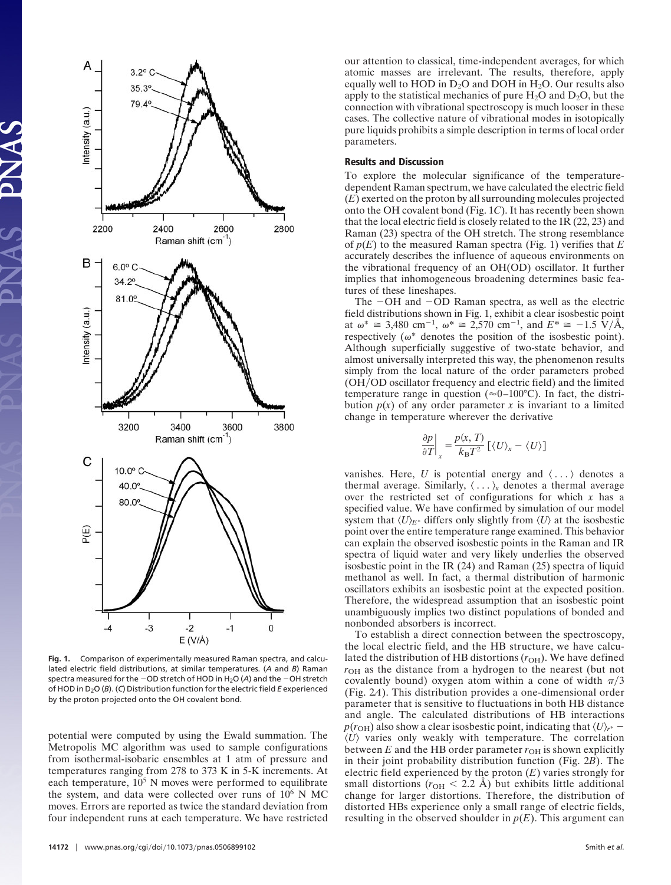Fig. 1. Comparison of experimentally measured Raman spectra, and calculated electric field distributions, at similar temperatures. (*A* and *B*) Raman spectra measured for the −OD stretch of HOD in $H_2O$ (*A*) and the −OH stretch of HOD in $D_2O$ (*B*). (*C*) Distribution function for the electric field $E$ experienced by the proton projected onto the OH covalent bond.

potential were computed by using the Ewald summation. The Metropolis MC algorithm was used to sample configurations from isothermal-isobaric ensembles at 1 atm of pressure and temperatures ranging from 278 to 373 K in 5-K increments. At each temperature, $10^5$ N moves were performed to equilibrate the system, and data were collected over runs of $10^6$ N MC moves. Errors are reported as twice the standard deviation from four independent runs at each temperature. We have restricted our attention to classical, time-independent averages, for which atomic masses are irrelevant. The results, therefore, apply equally well to HOD in $D_2O$ and DOH in $H_2O$. Our results also apply to the statistical mechanics of pure $H_2O$ and $D_2O$, but the connection with vibrational spectroscopy is much looser in these cases. The collective nature of vibrational modes in isotopically pure liquids prohibits a simple description in terms of local order parameters.

## Results and Discussion

To explore the molecular significance of the temperature-dependent Raman spectrum, we have calculated the electric field ($E$) exerted on the proton by all surrounding molecules projected onto the OH covalent bond (Fig. 1*C*). It has recently been shown that the local electric field is closely related to the IR (22, 23) and Raman (23) spectra of the OH stretch. The strong resemblance of $p(E)$ to the measured Raman spectra (Fig. 1) verifies that $E$ accurately describes the influence of aqueous environments on the vibrational frequency of an OH(OD) oscillator. It further implies that inhomogeneous broadening determines basic features of these lineshapes.

The −OH and −OD Raman spectra, as well as the electric field distributions shown in Fig. 1, exhibit a clear isosbestic point at $\omega^* \cong 3{,}480$ cm$^{-1}$, $\omega^* \cong 2{,}570$ cm$^{-1}$, and $E^* \cong -1.5$ V/Å, respectively ($\omega^*$ denotes the position of the isosbestic point). Although superficially suggestive of two-state behavior, and almost universally interpreted this way, the phenomenon results simply from the local nature of the order parameters probed (OH/OD oscillator frequency and electric field) and the limited temperature range in question (≈0–100°C). In fact, the distribution $p(x)$ of any order parameter $x$ is invariant to a limited change in temperature wherever the derivative

$$\left.\frac{\partial p}{\partial T}\right|_x = \frac{p(x, T)}{k_B T^2}\left[\langle U\rangle_x - \langle U\rangle\right]$$

vanishes. Here, $U$ is potential energy and $\langle \ldots \rangle$ denotes a thermal average. Similarly, $\langle \ldots \rangle_x$ denotes a thermal average over the restricted set of configurations for which $x$ has a specified value. We have confirmed by simulation of our model system that $\langle U\rangle_{E^*}$ differs only slightly from $\langle U\rangle$ at the isosbestic point over the entire temperature range examined. This behavior can explain the observed isosbestic points in the Raman and IR spectra of liquid water and very likely underlies the observed isosbestic point in the IR (24) and Raman (25) spectra of liquid methanol as well. In fact, a thermal distribution of harmonic oscillators exhibits an isosbestic point at the expected position. Therefore, the widespread assumption that an isosbestic point unambiguously implies two distinct populations of bonded and nonbonded absorbers is incorrect.

To establish a direct connection between the spectroscopy, the local electric field, and the HB structure, we have calculated the distribution of HB distortions ($r_{OH}$). We have defined $r_{OH}$ as the distance from a hydrogen to the nearest (but not covalently bound) oxygen atom within a cone of width $\pi/3$ (Fig. 2*A*). This distribution provides a one-dimensional order parameter that is sensitive to fluctuations in both HB distance and angle. The calculated distributions of HB interactions $p(r_{OH})$ also show a clear isosbestic point, indicating that $\langle U\rangle_{r^*} - \langle U\rangle$ varies only weakly with temperature. The correlation between $E$ and the HB order parameter $r_{OH}$ is shown explicitly in their joint probability distribution function (Fig. 2*B*). The electric field experienced by the proton ($E$) varies strongly for small distortions ($r_{OH} < 2.2$ Å) but exhibits little additional change for larger distortions. Therefore, the distribution of distorted HBs experience only a small range of electric fields, resulting in the observed shoulder in $p(E)$. This argument can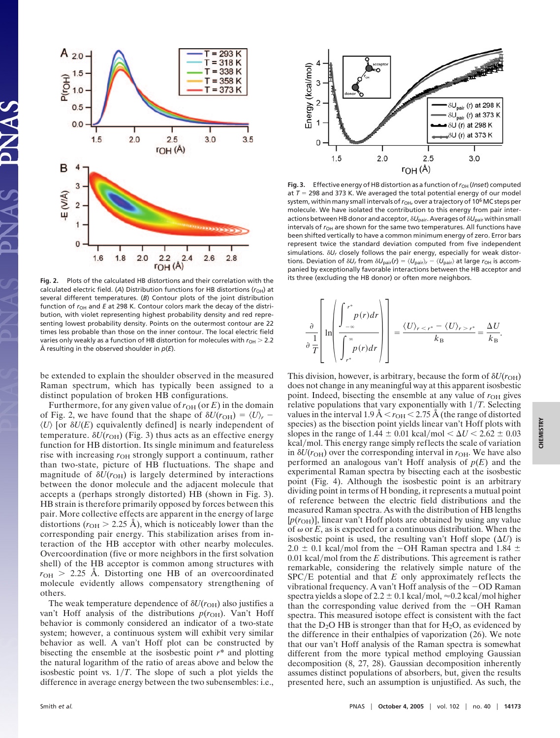**Fig. 2.** Plots of the calculated HB distortions and their correlation with the calculated electric field. (*A*) Distribution functions for HB distortions ($r_{OH}$) at several different temperatures. (*B*) Contour plots of the joint distribution function of $r_{OH}$ and $E$ at 298 K. Contour colors mark the decay of the distribution, with violet representing highest probability density and red representing lowest probability density. Points on the outermost contour are 22 times less probable than those on the inner contour. The local electric field varies only very weakly as a function of HB distortion for molecules with $r_{OH} > 2.2$ Å resulting in the observed shoulder in $p(E)$.

**Fig. 3.** Effective energy of HB distortion as a function of $r_{OH}$ (*Inset*) computed at $T = 298$ and 373 K. We averaged the total potential energy of our model system, within many small intervals of $r_{OH}$, over a trajectory of $10^6$ MC steps per molecule. We have isolated the contribution to this energy from pair interactions between HB donor and acceptor, $\delta U_{pair}$. Averages of $\delta U_{pair}$ within small intervals of $r_{OH}$ are shown for the same two temperatures. All functions have been shifted vertically to have a common minimum energy of zero. Error bars represent twice the standard deviation computed from five independent simulations. $\delta U_r$ closely follows the pair energy, especially for weak distortions. Deviation of $\delta U_r$ from $\delta U_{pair}(r) = \langle U_{pair} \rangle_r - \langle U_{pair} \rangle$ at large $r_{OH}$ is accompanied by exceptionally favorable interactions between the HB acceptor and its three (excluding the HB donor) or often more neighbors.

be extended to explain the shoulder observed in the measured Raman spectrum, which has typically been assigned to a distinct population of broken HB configurations.

Furthermore, for any given value of $r_{OH}$ (or $E$) in the domain of Fig. 2, we have found that the shape of $\delta U(r_{OH}) = \langle U \rangle_r - \langle U \rangle$ [or $\delta U(E)$ equivalently defined] is nearly independent of temperature. $\delta U(r_{OH})$ (Fig. 3) thus acts as an effective energy function for HB distortion. Its single minimum and featureless rise with increasing $r_{OH}$ strongly support a continuum, rather than two-state, picture of HB fluctuations. The shape and magnitude of $\delta U(r_{OH})$ is largely determined by interactions between the donor molecule and the adjacent water molecule that accepts a (perhaps strongly distorted) HB (shown in Fig. 3). HB strain is therefore primarily opposed by forces between this pair. More collective effects are apparent in the energy of large distortions ($r_{OH} > 2.25$ Å), which is noticeably lower than the corresponding pair energy. This stabilization arises from interaction of the HB acceptor with other nearby molecules. Overcoordination (five or more neighbors in the first solvation shell) of the HB acceptor is common among structures with $r_{OH} > 2.25$ Å. Distorting one HB of an overcoordinated molecule evidently allows compensatory strengthening of others.

The weak temperature dependence of $\delta U(r_{OH})$ also justifies a van't Hoff analysis of the distributions $p(r_{OH})$. Van't Hoff behavior is commonly considered an indicator of a two-state system; however, a continuous system will exhibit very similar behavior as well. A van't Hoff plot can be constructed by bisecting the ensemble at the isosbestic point $r^*$ and plotting the natural logarithm of the ratio of areas above and below the isosbestic point vs. $1/T$. The slope of such a plot yields the difference in average energy between the two subensembles: i.e.,

$$\frac{\partial}{\partial \frac{1}{T}}\left[\ln\left(\frac{\int_{-\infty}^{r^*} p(r)dr}{\int_{r^*}^{\infty} p(r)dr}\right)\right] = \frac{\langle U \rangle_{r<r^*} - \langle U \rangle_{r>r^*}}{k_B} = \frac{\Delta U}{k_B}.$$

This division, however, is arbitrary, because the form of $\delta U(r_{OH})$ does not change in any meaningful way at this apparent isosbestic point. Indeed, bisecting the ensemble at any value of $r_{OH}$ gives relative populations that vary exponentially with $1/T$. Selecting values in the interval 1.9 Å $< r_{OH} <$ 2.75 Å (the range of distorted species) as the bisection point yields linear van't Hoff plots with slopes in the range of $1.44 \pm 0.01$ kcal/mol $< \Delta U < 2.62 \pm 0.03$ kcal/mol. This energy range simply reflects the scale of variation in $\delta U(r_{OH})$ over the corresponding interval in $r_{OH}$. We have also performed an analogous van't Hoff analysis of $p(E)$ and the experimental Raman spectra by bisecting each at the isosbestic point (Fig. 4). Although the isosbestic point is an arbitrary dividing point in terms of H bonding, it represents a mutual point of reference between the electric field distributions and the measured Raman spectra. As with the distribution of HB lengths [$p(r_{OH})$], linear van't Hoff plots are obtained by using any value of $\omega$ or $E$, as is expected for a continuous distribution. When the isosbestic point is used, the resulting van't Hoff slope ($\Delta U$) is $2.0 \pm 0.1$ kcal/mol from the −OH Raman spectra and $1.84 \pm 0.01$ kcal/mol from the $E$ distributions. This agreement is rather remarkable, considering the relatively simple nature of the SPC/E potential and that $E$ only approximately reflects the vibrational frequency. A van't Hoff analysis of the −OD Raman spectra yields a slope of $2.2 \pm 0.1$ kcal/mol, ≈0.2 kcal/mol higher than the corresponding value derived from the −OH Raman spectra. This measured isotope effect is consistent with the fact that the $D_2O$ HB is stronger than that for $H_2O$, as evidenced by the difference in their enthalpies of vaporization (26). We note that our van't Hoff analysis of the Raman spectra is somewhat different from the more typical method employing Gaussian decomposition (8, 27, 28). Gaussian decomposition inherently assumes distinct populations of absorbers, but, given the results presented here, such an assumption is unjustified. As such, the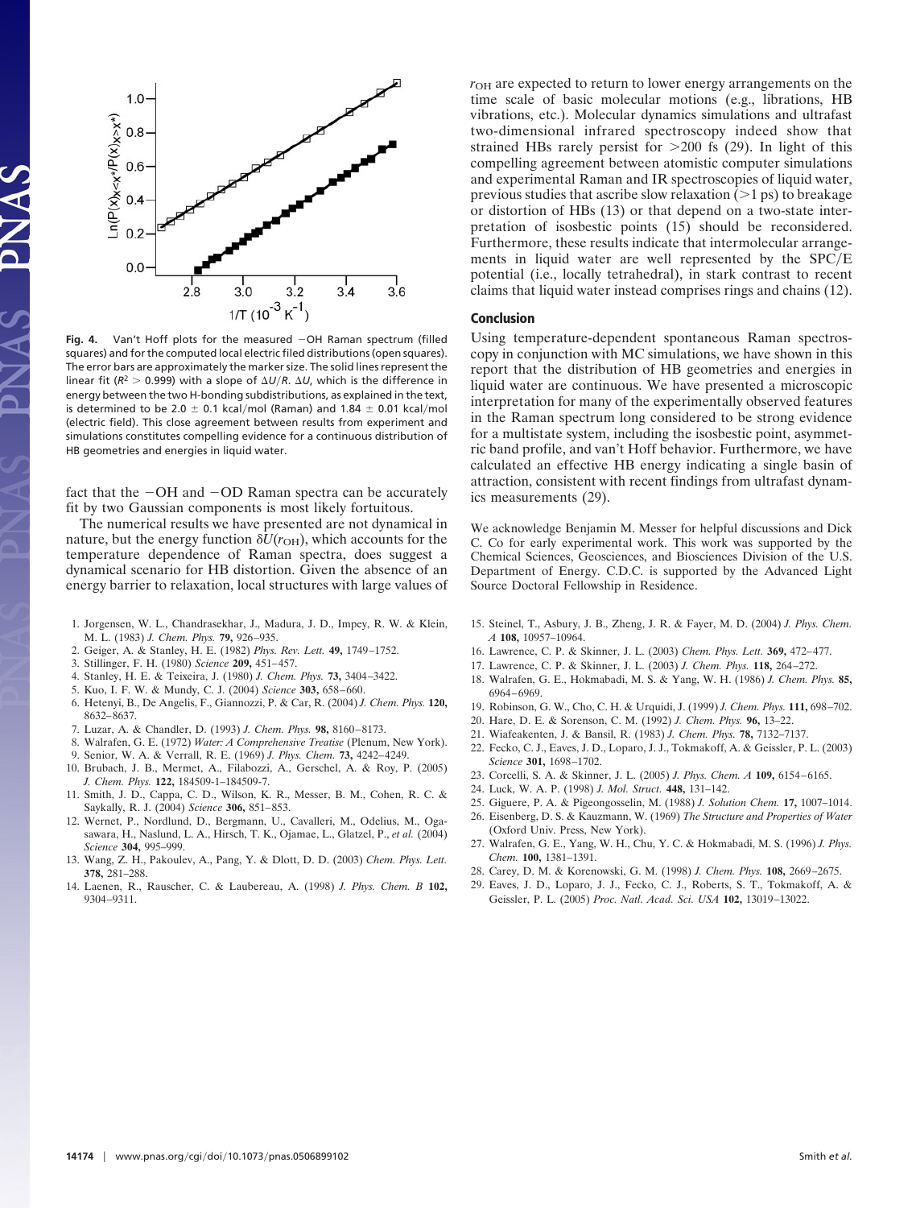Ln(P(x)$_{x<x^*}$/P(x)$_{x>x^*}$)

1.0
0.8
0.6
0.4
0.2
0.0

2.8
3.0
3.2
3.4
3.6

1/T ($10^{-3}$ K$^{-1}$)

**Fig. 4.** Van't Hoff plots for the measured −OH Raman spectrum (filled squares) and for the computed local electric filed distributions (open squares). The error bars are approximately the marker size. The solid lines represent the linear fit ($R^2 > 0.999$) with a slope of $\Delta U/R$. $\Delta U$, which is the difference in energy between the two H-bonding subdistributions, as explained in the text, is determined to be 2.0 ± 0.1 kcal/mol (Raman) and 1.84 ± 0.01 kcal/mol (electric field). This close agreement between results from experiment and simulations constitutes compelling evidence for a continuous distribution of HB geometries and energies in liquid water.

fact that the −OH and −OD Raman spectra can be accurately fit by two Gaussian components is most likely fortuitous.

The numerical results we have presented are not dynamical in nature, but the energy function $\delta\bar{U}(r_{OH})$, which accounts for the temperature dependence of Raman spectra, does suggest a dynamical scenario for HB distortion. Given the absence of an energy barrier to relaxation, local structures with large values of $r_{OH}$ are expected to return to lower energy arrangements on the time scale of basic molecular motions (e.g., librations, HB vibrations, etc.). Molecular dynamics simulations and ultrafast two-dimensional infrared spectroscopy indeed show that strained HBs rarely persist for >200 fs (29). In light of this compelling agreement between atomistic computer simulations and experimental Raman and IR spectroscopies of liquid water, previous studies that ascribe slow relaxation (>1 ps) to breakage or distortion of HBs (13) or that depend on a two-state interpretation of isosbestic points (15) should be reconsidered. Furthermore, these results indicate that intermolecular arrangements in liquid water are well represented by the SPC/E potential (i.e., locally tetrahedral), in stark contrast to recent claims that liquid water instead comprises rings and chains (12).

## Conclusion

Using temperature-dependent spontaneous Raman spectroscopy in conjunction with MC simulations, we have shown in this report that the distribution of HB geometries and energies in liquid water are continuous. We have presented a microscopic interpretation for many of the experimentally observed features in the Raman spectrum long considered to be strong evidence for a multistate system, including the isosbestic point, asymmetric band profile, and van't Hoff behavior. Furthermore, we have calculated an effective HB energy indicating a single basin of attraction, consistent with recent findings from ultrafast dynamics measurements (29).

We acknowledge Benjamin M. Messer for helpful discussions and Dick C. Co for early experimental work. This work was supported by the Chemical Sciences, Geosciences, and Biosciences Division of the U.S. Department of Energy. C.D.C. is supported by the Advanced Light Source Doctoral Fellowship in Residence.

1. Jorgensen, W. L., Chandrasekhar, J., Madura, J. D., Impey, R. W. & Klein, M. L. (1983) *J. Chem. Phys.* **79,** 926–935.
2. Geiger, A. & Stanley, H. E. (1982) *Phys. Rev. Lett.* **49,** 1749–1752.
3. Stillinger, F. H. (1980) *Science* **209,** 451–457.
4. Stanley, H. E. & Teixeira, J. (1980) *J. Chem. Phys.* **73,** 3404–3422.
5. Kuo, I. F. W. & Mundy, C. J. (2004) *Science* **303,** 658–660.
6. Hetenyi, B., De Angelis, F., Giannozzi, P. & Car, R. (2004) *J. Chem. Phys.* **120,** 8632–8637.
7. Luzar, A. & Chandler, D. (1993) *J. Chem. Phys.* **98,** 8160–8173.
8. Walrafen, G. E. (1972) *Water: A Comprehensive Treatise* (Plenum, New York).
9. Senior, W. A. & Verrall, R. E. (1969) *J. Phys. Chem.* **73,** 4242–4249.
10. Brubach, J. B., Mermet, A., Filabozzi, A., Gerschel, A. & Roy, P. (2005) *J. Chem. Phys.* **122,** 184509-1–184509-7.
11. Smith, J. D., Cappa, C. D., Wilson, K. R., Messer, B. M., Cohen, R. C. & Saykally, R. J. (2004) *Science* **306,** 851–853.
12. Wernet, P., Nordlund, D., Bergmann, U., Cavalleri, M., Odelius, M., Ogasawara, H., Naslund, L. A., Hirsch, T. K., Ojamae, L., Glatzel, P., *et al.* (2004) *Science* **304,** 995–999.
13. Wang, Z. H., Pakoulev, A., Pang, Y. & Dlott, D. D. (2003) *Chem. Phys. Lett.* **378,** 281–288.
14. Laenen, R., Rauscher, C. & Laubereau, A. (1998) *J. Phys. Chem. B* **102,** 9304–9311.
15. Steinel, T., Asbury, J. B., Zheng, J. R. & Fayer, M. D. (2004) *J. Phys. Chem. A* **108,** 10957–10964.
16. Lawrence, C. P. & Skinner, J. L. (2003) *Chem. Phys. Lett.* **369,** 472–477.
17. Lawrence, C. P. & Skinner, J. L. (2003) *J. Chem. Phys.* **118,** 264–272.
18. Walrafen, G. E., Hokmabadi, M. S. & Yang, W. H. (1986) *J. Chem. Phys.* **85,** 6964–6969.
19. Robinson, G. W., Cho, C. H. & Urquidi, J. (1999) *J. Chem. Phys.* **111,** 698–702.
20. Hare, D. E. & Sorenson, C. M. (1992) *J. Chem. Phys.* **96,** 13–22.
21. Wiafeakenten, J. & Bansil, R. (1983) *J. Chem. Phys.* **78,** 7132–7137.
22. Fecko, C. J., Eaves, J. D., Loparo, J. J., Tokmakoff, A. & Geissler, P. L. (2003) *Science* **301,** 1698–1702.
23. Corcelli, S. A. & Skinner, J. L. (2005) *J. Phys. Chem. A* **109,** 6154–6165.
24. Luck, W. A. P. (1998) *J. Mol. Struct.* **448,** 131–142.
25. Giguere, P. A. & Pigeongosselin, M. (1988) *J. Solution Chem.* **17,** 1007–1014.
26. Eisenberg, D. S. & Kauzmann, W. (1969) *The Structure and Properties of Water* (Oxford Univ. Press, New York).
27. Walrafen, G. E., Yang, W. H., Chu, Y. C. & Hokmabadi, M. S. (1996) *J. Phys. Chem.* **100,** 1381–1391.
28. Carey, D. M. & Korenowski, G. M. (1998) *J. Chem. Phys.* **108,** 2669–2675.
29. Eaves, J. D., Loparo, J. J., Fecko, C. J., Roberts, S. T., Tokmakoff, A. & Geissler, P. L. (2005) *Proc. Natl. Acad. Sci. USA* **102,** 13019–13022.